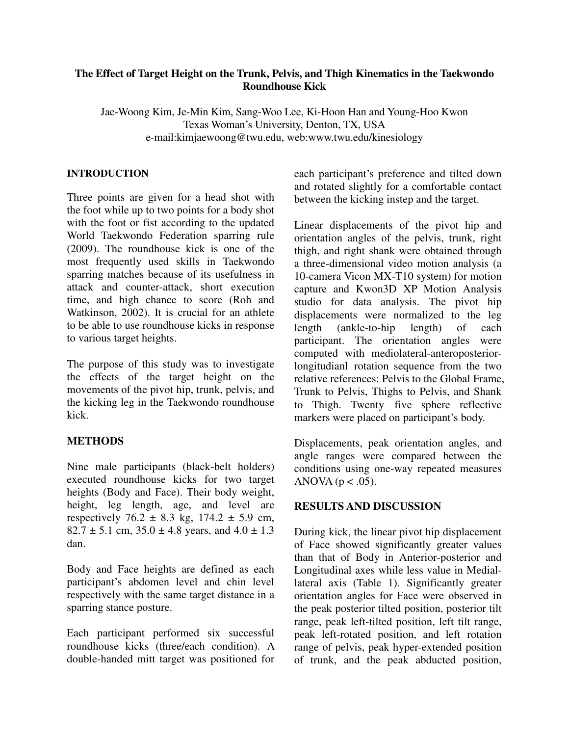# The Effect of Target Height on the Trunk, Pelvis, and Thigh Kinematics in the Taekwondo Roundhouse Kick

Jae-Woong Kim, Je-Min Kim, Sang-Woo Lee, Ki-Hoon Han and Young-Hoo Kwon
Texas Woman's University, Denton, TX, USA
e-mail:kimjaewoong@twu.edu, web:www.twu.edu/kinesiology

## INTRODUCTION

Three points are given for a head shot with the foot while up to two points for a body shot with the foot or fist according to the updated World Taekwondo Federation sparring rule (2009). The roundhouse kick is one of the most frequently used skills in Taekwondo sparring matches because of its usefulness in attack and counter-attack, short execution time, and high chance to score (Roh and Watkinson, 2002). It is crucial for an athlete to be able to use roundhouse kicks in response to various target heights.

The purpose of this study was to investigate the effects of the target height on the movements of the pivot hip, trunk, pelvis, and the kicking leg in the Taekwondo roundhouse kick.

## METHODS

Nine male participants (black-belt holders) executed roundhouse kicks for two target heights (Body and Face). Their body weight, height, leg length, age, and level are respectively 76.2 ± 8.3 kg, 174.2 ± 5.9 cm, 82.7 ± 5.1 cm, 35.0 ± 4.8 years, and 4.0 ± 1.3 dan.

Body and Face heights are defined as each participant's abdomen level and chin level respectively with the same target distance in a sparring stance posture.

Each participant performed six successful roundhouse kicks (three/each condition). A double-handed mitt target was positioned for each participant's preference and tilted down and rotated slightly for a comfortable contact between the kicking instep and the target.

Linear displacements of the pivot hip and orientation angles of the pelvis, trunk, right thigh, and right shank were obtained through a three-dimensional video motion analysis (a 10-camera Vicon MX-T10 system) for motion capture and Kwon3D XP Motion Analysis studio for data analysis. The pivot hip displacements were normalized to the leg length (ankle-to-hip length) of each participant. The orientation angles were computed with mediolateral-anteroposterior-longitudianl rotation sequence from the two relative references: Pelvis to the Global Frame, Trunk to Pelvis, Thighs to Pelvis, and Shank to Thigh. Twenty five sphere reflective markers were placed on participant's body.

Displacements, peak orientation angles, and angle ranges were compared between the conditions using one-way repeated measures ANOVA ($p < .05$).

## RESULTS AND DISCUSSION

During kick, the linear pivot hip displacement of Face showed significantly greater values than that of Body in Anterior-posterior and Longitudinal axes while less value in Medial-lateral axis (Table 1). Significantly greater orientation angles for Face were observed in the peak posterior tilted position, posterior tilt range, peak left-tilted position, left tilt range, peak left-rotated position, and left rotation range of pelvis, peak hyper-extended position of trunk, and the peak abducted position,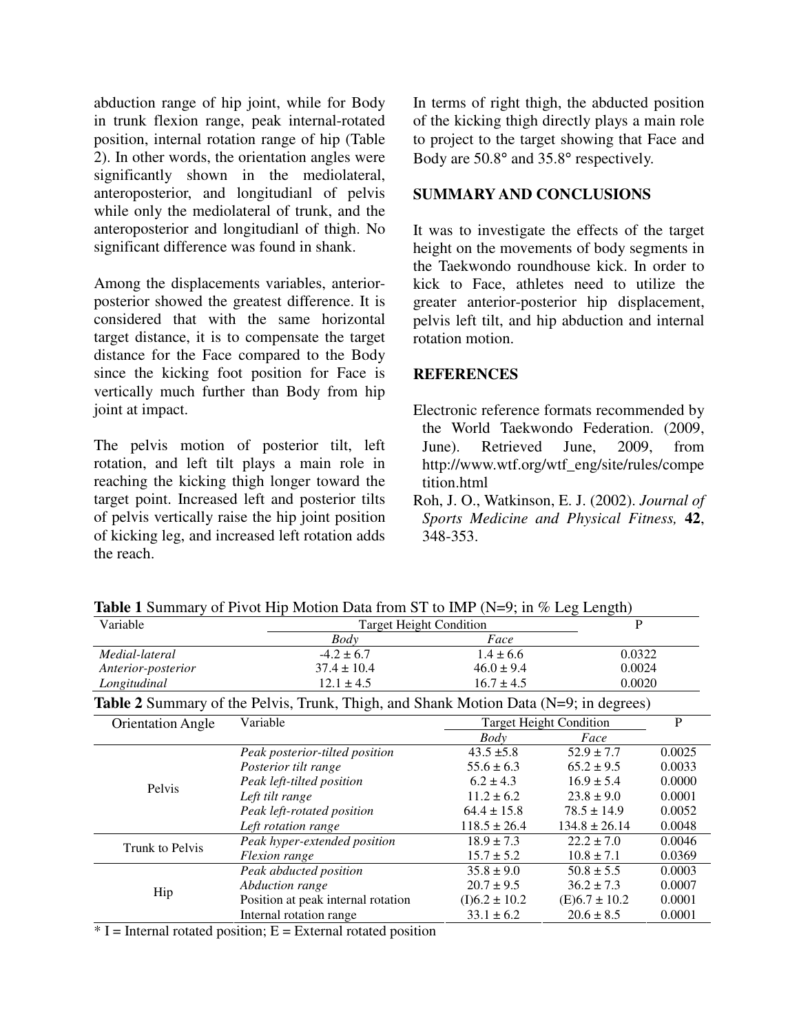abduction range of hip joint, while for Body in trunk flexion range, peak internal-rotated position, internal rotation range of hip (Table 2). In other words, the orientation angles were significantly shown in the mediolateral, anteroposterior, and longitudianl of pelvis while only the mediolateral of trunk, and the anteroposterior and longitudianl of thigh. No significant difference was found in shank.

Among the displacements variables, anterior-posterior showed the greatest difference. It is considered that with the same horizontal target distance, it is to compensate the target distance for the Face compared to the Body since the kicking foot position for Face is vertically much further than Body from hip joint at impact.

The pelvis motion of posterior tilt, left rotation, and left tilt plays a main role in reaching the kicking thigh longer toward the target point. Increased left and posterior tilts of pelvis vertically raise the hip joint position of kicking leg, and increased left rotation adds the reach.

In terms of right thigh, the abducted position of the kicking thigh directly plays a main role to project to the target showing that Face and Body are 50.8° and 35.8° respectively.

## SUMMARY AND CONCLUSIONS

It was to investigate the effects of the target height on the movements of body segments in the Taekwondo roundhouse kick. In order to kick to Face, athletes need to utilize the greater anterior-posterior hip displacement, pelvis left tilt, and hip abduction and internal rotation motion.

## REFERENCES

Electronic reference formats recommended by the World Taekwondo Federation. (2009, June). Retrieved June, 2009, from http://www.wtf.org/wtf_eng/site/rules/competition.html

Roh, J. O., Watkinson, E. J. (2002). *Journal of Sports Medicine and Physical Fitness,* **42**, 348-353.

**Table 1** Summary of Pivot Hip Motion Data from ST to IMP (N=9; in % Leg Length)

| Variable | Target Height Condition | | P |
|---|---|---|---|
| | *Body* | *Face* | |
| *Medial-lateral* | -4.2 ± 6.7 | 1.4 ± 6.6 | 0.0322 |
| *Anterior-posterior* | 37.4 ± 10.4 | 46.0 ± 9.4 | 0.0024 |
| *Longitudinal* | 12.1 ± 4.5 | 16.7 ± 4.5 | 0.0020 |

**Table 2** Summary of the Pelvis, Trunk, Thigh, and Shank Motion Data (N=9; in degrees)

| Orientation Angle | Variable | Target Height Condition | | P |
|---|---|---|---|---|
| | | *Body* | *Face* | |
| Pelvis | *Peak posterior-tilted position* | 43.5 ±5.8 | 52.9 ± 7.7 | 0.0025 |
| | *Posterior tilt range* | 55.6 ± 6.3 | 65.2 ± 9.5 | 0.0033 |
| | *Peak left-tilted position* | 6.2 ± 4.3 | 16.9 ± 5.4 | 0.0000 |
| | *Left tilt range* | 11.2 ± 6.2 | 23.8 ± 9.0 | 0.0001 |
| | *Peak left-rotated position* | 64.4 ± 15.8 | 78.5 ± 14.9 | 0.0052 |
| | *Left rotation range* | 118.5 ± 26.4 | 134.8 ± 26.14 | 0.0048 |
| Trunk to Pelvis | *Peak hyper-extended position* | 18.9 ± 7.3 | 22.2 ± 7.0 | 0.0046 |
| | *Flexion range* | 15.7 ± 5.2 | 10.8 ± 7.1 | 0.0369 |
| Hip | *Peak abducted position* | 35.8 ± 9.0 | 50.8 ± 5.5 | 0.0003 |
| | *Abduction range* | 20.7 ± 9.5 | 36.2 ± 7.3 | 0.0007 |
| | Position at peak internal rotation | (I)6.2 ± 10.2 | (E)6.7 ± 10.2 | 0.0001 |
| | Internal rotation range | 33.1 ± 6.2 | 20.6 ± 8.5 | 0.0001 |

\* I = Internal rotated position; E = External rotated position